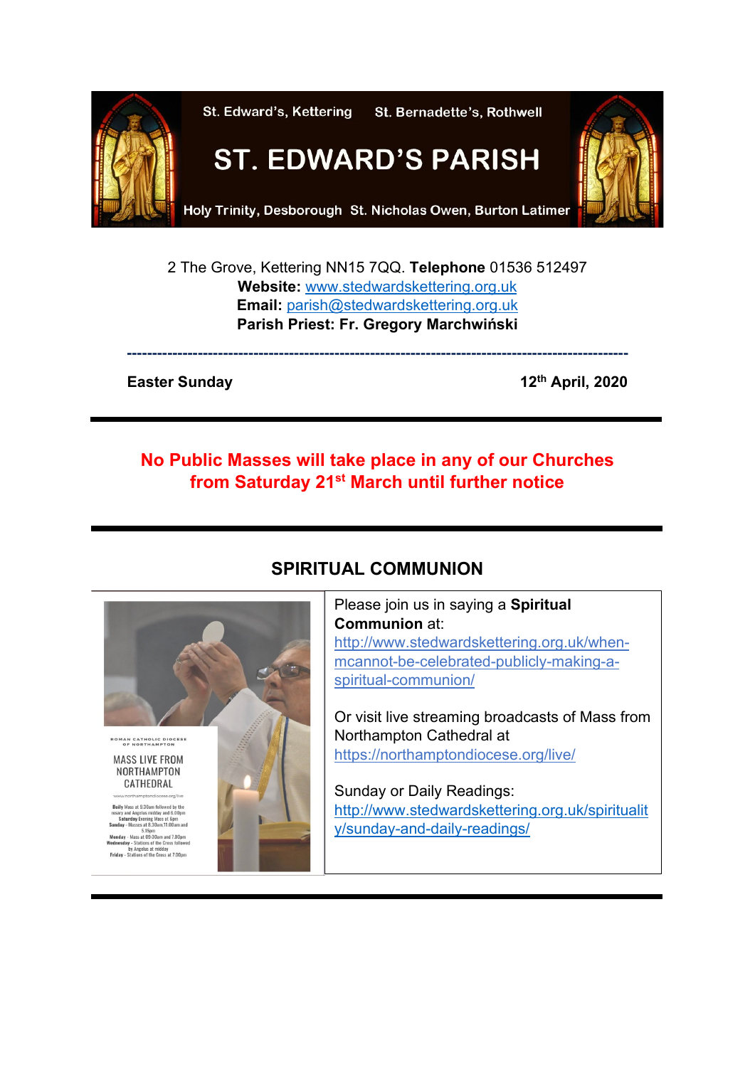St. Edward's, Kettering St. Bernadette's, Rothwell

# ST. EDWARD'S PARISH

Holy Trinity, Desborough St. Nicholas Owen, Burton Latimer

2 The Grove, Kettering NN15 7QQ. **Telephone** 01536 512497
**Website:** www.stedwardskettering.org.uk
**Email:** parish@stedwardskettering.org.uk
**Parish Priest: Fr. Gregory Marchwiński**

---

**Easter Sunday** **12th April, 2020**

---

**No Public Masses will take place in any of our Churches from Saturday 21st March until further notice**

---

## SPIRITUAL COMMUNION

ROMAN CATHOLIC DIOCESE OF NORTHAMPTON

MASS LIVE FROM NORTHAMPTON CATHEDRAL

www.northamptondiocese.org/live

**Daily** Mass at 9.30am followed by the rosary and Angelus midday and 6.00pm
**Saturday** Evening Mass at 6pm
**Sunday** - Masses at 8.30am, 11.00am and 5.15pm
**Monday** - Mass at 09:30am and 7.00pm
**Wednesday** - Stations of the Cross followed by Angelus at midday
**Friday** - Stations of the Cross at 7.00pm

Please join us in saying a **Spiritual Communion** at:
http://www.stedwardskettering.org.uk/when-mcannot-be-celebrated-publicly-making-a-spiritual-communion/

Or visit live streaming broadcasts of Mass from Northampton Cathedral at
https://northamptondiocese.org/live/

Sunday or Daily Readings:
http://www.stedwardskettering.org.uk/spirituality/sunday-and-daily-readings/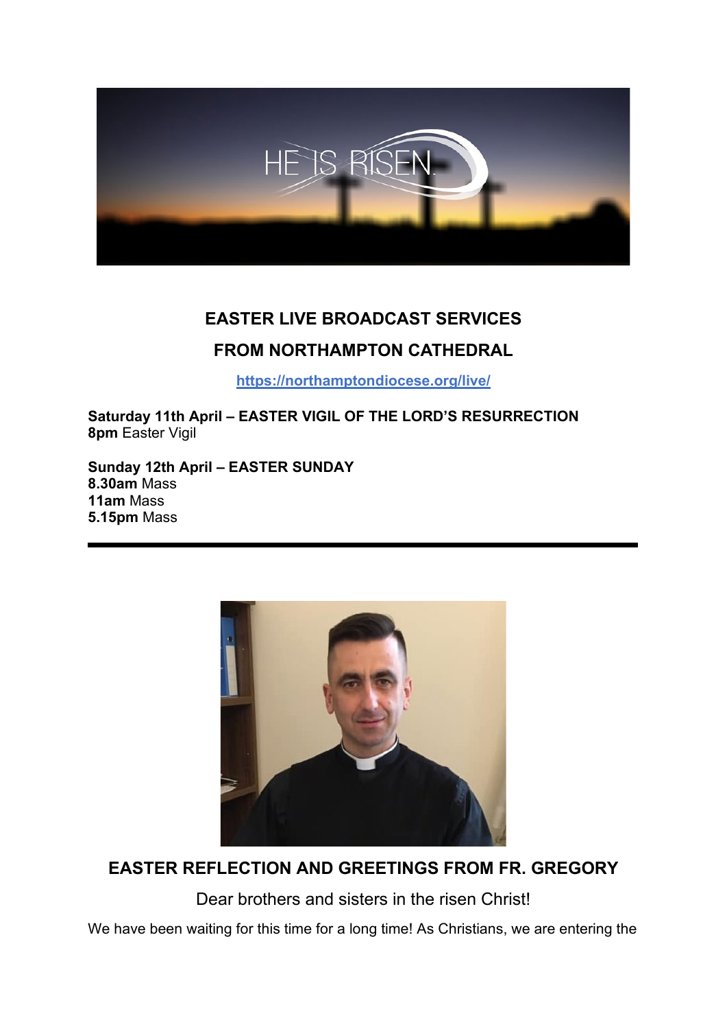## EASTER LIVE BROADCAST SERVICES

## FROM NORTHAMPTON CATHEDRAL

https://northamptondiocese.org/live/

**Saturday 11th April – EASTER VIGIL OF THE LORD'S RESURRECTION**
**8pm** Easter Vigil

**Sunday 12th April – EASTER SUNDAY**
**8.30am** Mass
**11am** Mass
**5.15pm** Mass

---

## EASTER REFLECTION AND GREETINGS FROM FR. GREGORY

Dear brothers and sisters in the risen Christ!

We have been waiting for this time for a long time! As Christians, we are entering the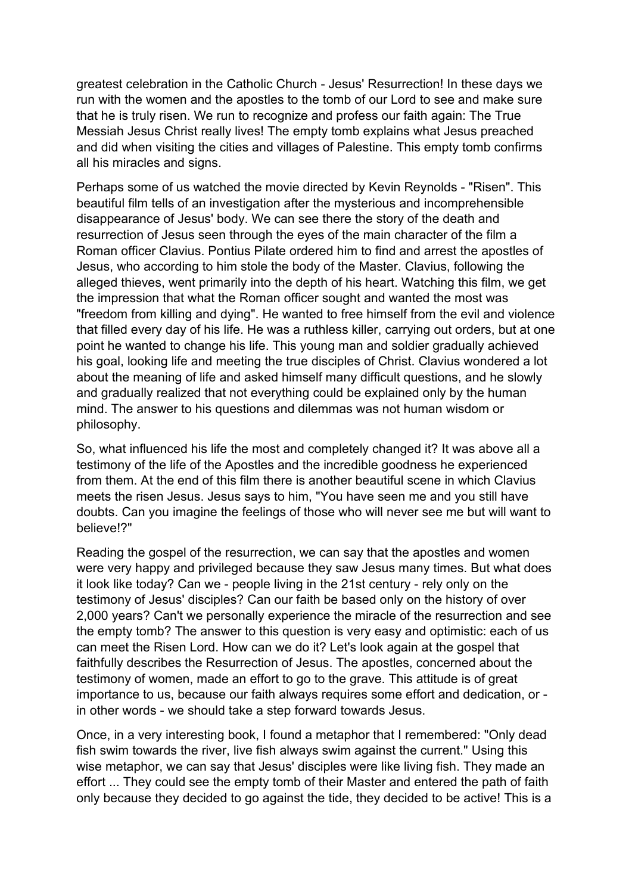greatest celebration in the Catholic Church - Jesus' Resurrection! In these days we run with the women and the apostles to the tomb of our Lord to see and make sure that he is truly risen. We run to recognize and profess our faith again: The True Messiah Jesus Christ really lives! The empty tomb explains what Jesus preached and did when visiting the cities and villages of Palestine. This empty tomb confirms all his miracles and signs.

Perhaps some of us watched the movie directed by Kevin Reynolds - "Risen". This beautiful film tells of an investigation after the mysterious and incomprehensible disappearance of Jesus' body. We can see there the story of the death and resurrection of Jesus seen through the eyes of the main character of the film a Roman officer Clavius. Pontius Pilate ordered him to find and arrest the apostles of Jesus, who according to him stole the body of the Master. Clavius, following the alleged thieves, went primarily into the depth of his heart. Watching this film, we get the impression that what the Roman officer sought and wanted the most was "freedom from killing and dying". He wanted to free himself from the evil and violence that filled every day of his life. He was a ruthless killer, carrying out orders, but at one point he wanted to change his life. This young man and soldier gradually achieved his goal, looking life and meeting the true disciples of Christ. Clavius wondered a lot about the meaning of life and asked himself many difficult questions, and he slowly and gradually realized that not everything could be explained only by the human mind. The answer to his questions and dilemmas was not human wisdom or philosophy.

So, what influenced his life the most and completely changed it? It was above all a testimony of the life of the Apostles and the incredible goodness he experienced from them. At the end of this film there is another beautiful scene in which Clavius meets the risen Jesus. Jesus says to him, "You have seen me and you still have doubts. Can you imagine the feelings of those who will never see me but will want to believe!?"

Reading the gospel of the resurrection, we can say that the apostles and women were very happy and privileged because they saw Jesus many times. But what does it look like today? Can we - people living in the 21st century - rely only on the testimony of Jesus' disciples? Can our faith be based only on the history of over 2,000 years? Can't we personally experience the miracle of the resurrection and see the empty tomb? The answer to this question is very easy and optimistic: each of us can meet the Risen Lord. How can we do it? Let's look again at the gospel that faithfully describes the Resurrection of Jesus. The apostles, concerned about the testimony of women, made an effort to go to the grave. This attitude is of great importance to us, because our faith always requires some effort and dedication, or - in other words - we should take a step forward towards Jesus.

Once, in a very interesting book, I found a metaphor that I remembered: "Only dead fish swim towards the river, live fish always swim against the current." Using this wise metaphor, we can say that Jesus' disciples were like living fish. They made an effort ... They could see the empty tomb of their Master and entered the path of faith only because they decided to go against the tide, they decided to be active! This is a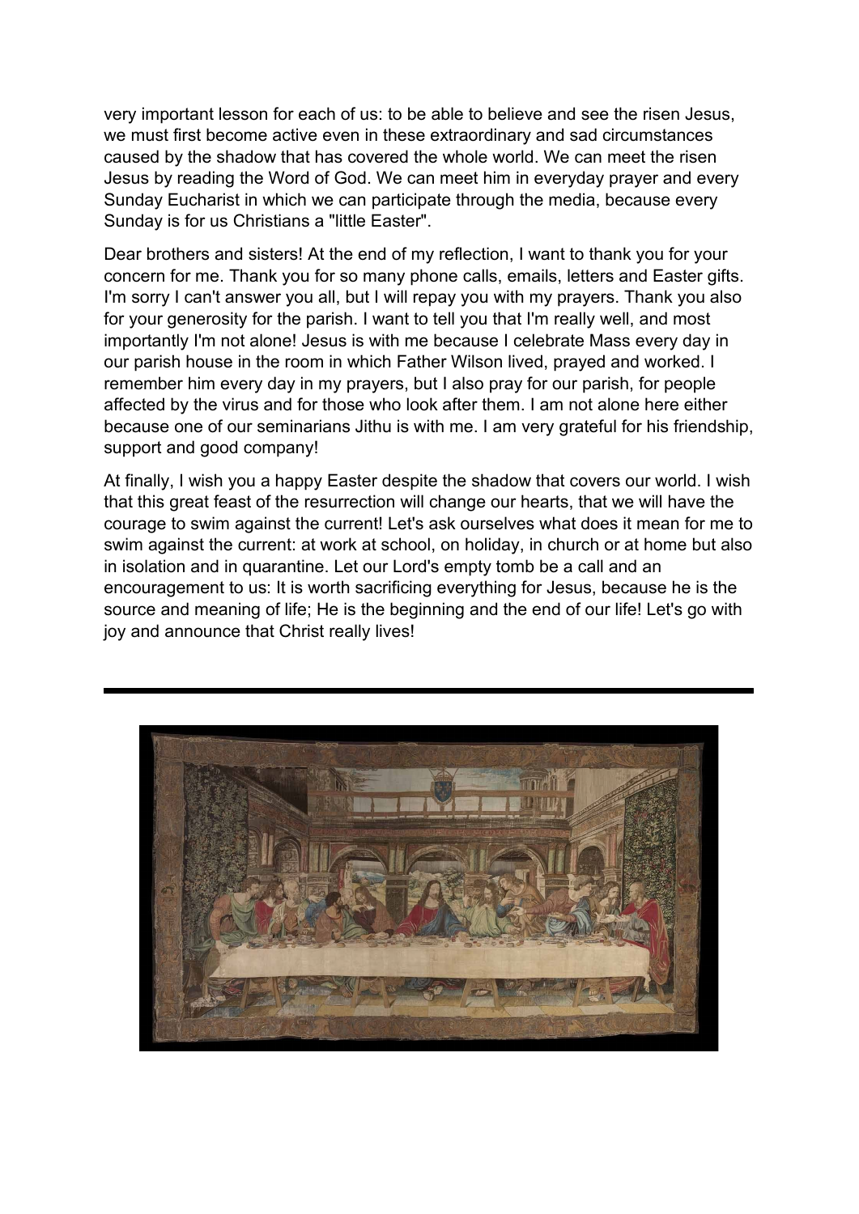very important lesson for each of us: to be able to believe and see the risen Jesus, we must first become active even in these extraordinary and sad circumstances caused by the shadow that has covered the whole world. We can meet the risen Jesus by reading the Word of God. We can meet him in everyday prayer and every Sunday Eucharist in which we can participate through the media, because every Sunday is for us Christians a "little Easter".

Dear brothers and sisters! At the end of my reflection, I want to thank you for your concern for me. Thank you for so many phone calls, emails, letters and Easter gifts. I'm sorry I can't answer you all, but I will repay you with my prayers. Thank you also for your generosity for the parish. I want to tell you that I'm really well, and most importantly I'm not alone! Jesus is with me because I celebrate Mass every day in our parish house in the room in which Father Wilson lived, prayed and worked. I remember him every day in my prayers, but I also pray for our parish, for people affected by the virus and for those who look after them. I am not alone here either because one of our seminarians Jithu is with me. I am very grateful for his friendship, support and good company!

At finally, I wish you a happy Easter despite the shadow that covers our world. I wish that this great feast of the resurrection will change our hearts, that we will have the courage to swim against the current! Let's ask ourselves what does it mean for me to swim against the current: at work at school, on holiday, in church or at home but also in isolation and in quarantine. Let our Lord's empty tomb be a call and an encouragement to us: It is worth sacrificing everything for Jesus, because he is the source and meaning of life; He is the beginning and the end of our life! Let's go with joy and announce that Christ really lives!

---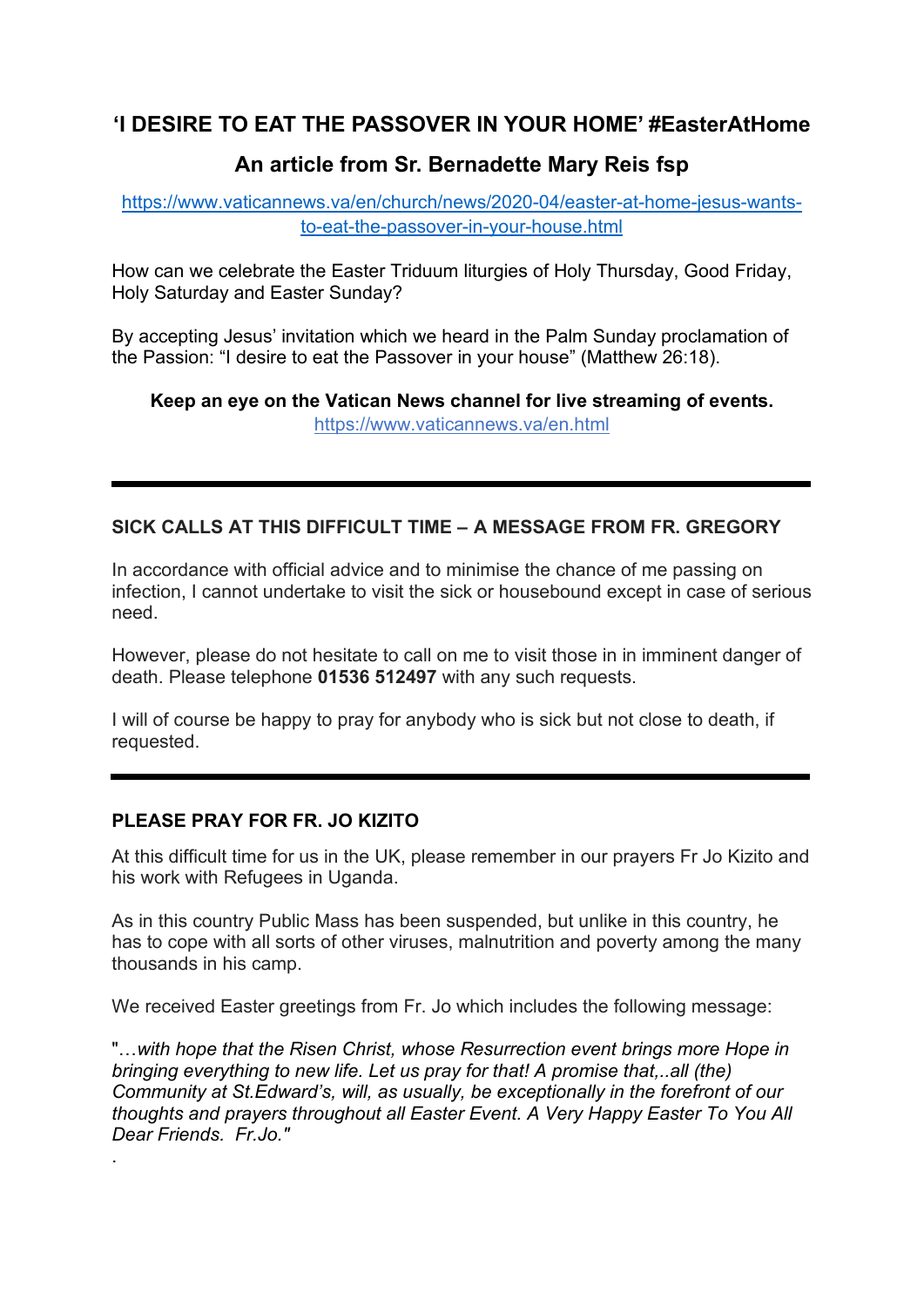## 'I DESIRE TO EAT THE PASSOVER IN YOUR HOME' #EasterAtHome

## An article from Sr. Bernadette Mary Reis fsp

https://www.vaticannews.va/en/church/news/2020-04/easter-at-home-jesus-wants-to-eat-the-passover-in-your-house.html

How can we celebrate the Easter Triduum liturgies of Holy Thursday, Good Friday, Holy Saturday and Easter Sunday?

By accepting Jesus' invitation which we heard in the Palm Sunday proclamation of the Passion: "I desire to eat the Passover in your house" (Matthew 26:18).

**Keep an eye on the Vatican News channel for live streaming of events.**
https://www.vaticannews.va/en.html

---

### SICK CALLS AT THIS DIFFICULT TIME – A MESSAGE FROM FR. GREGORY

In accordance with official advice and to minimise the chance of me passing on infection, I cannot undertake to visit the sick or housebound except in case of serious need.

However, please do not hesitate to call on me to visit those in in imminent danger of death. Please telephone **01536 512497** with any such requests.

I will of course be happy to pray for anybody who is sick but not close to death, if requested.

---

### PLEASE PRAY FOR FR. JO KIZITO

At this difficult time for us in the UK, please remember in our prayers Fr Jo Kizito and his work with Refugees in Uganda.

As in this country Public Mass has been suspended, but unlike in this country, he has to cope with all sorts of other viruses, malnutrition and poverty among the many thousands in his camp.

We received Easter greetings from Fr. Jo which includes the following message:

"*…with hope that the Risen Christ, whose Resurrection event brings more Hope in bringing everything to new life. Let us pray for that! A promise that,..all (the) Community at St.Edward's, will, as usually, be exceptionally in the forefront of our thoughts and prayers throughout all Easter Event. A Very Happy Easter To You All Dear Friends. Fr.Jo."*

.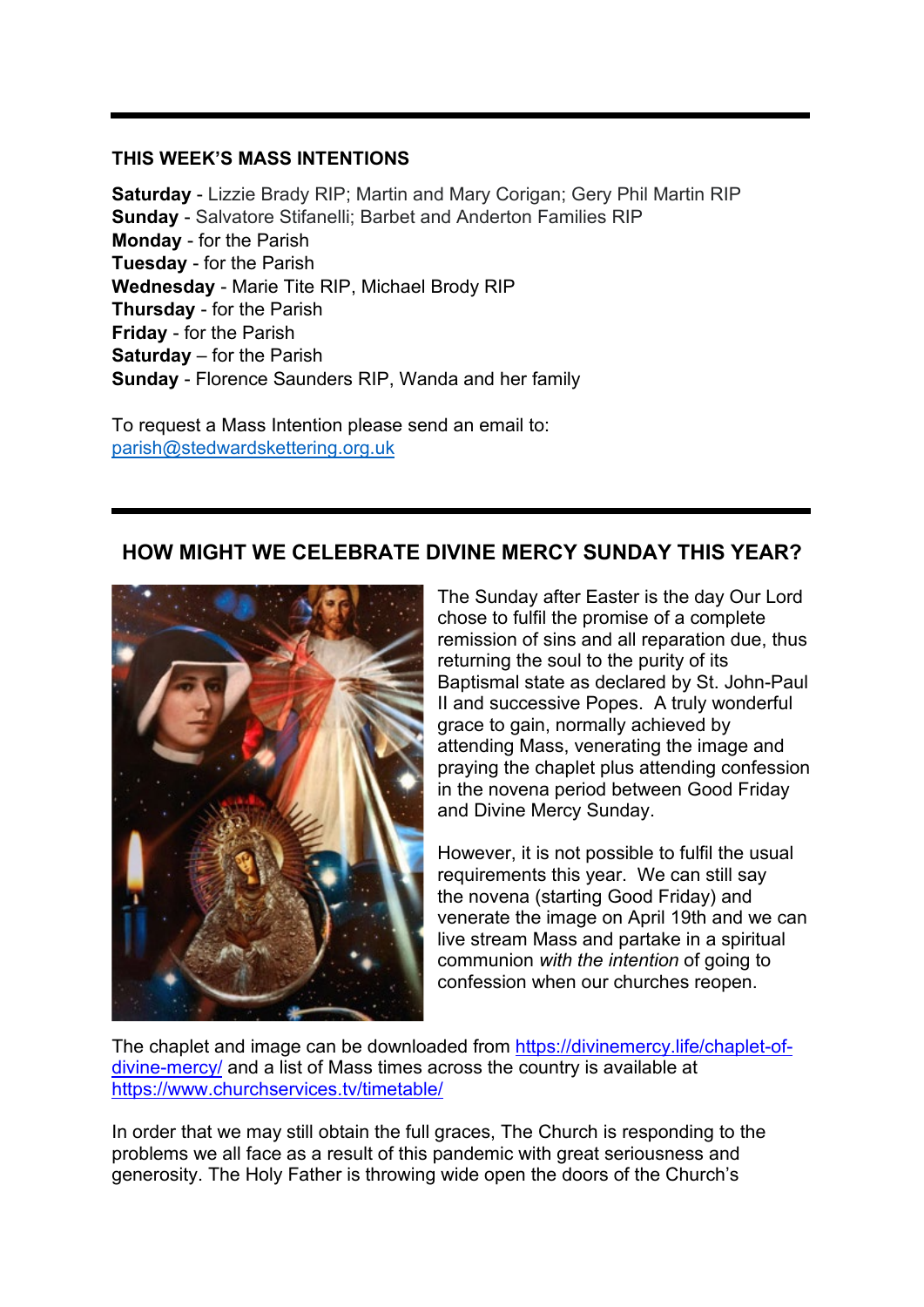## THIS WEEK'S MASS INTENTIONS

**Saturday** - Lizzie Brady RIP; Martin and Mary Corigan; Gery Phil Martin RIP
**Sunday** - Salvatore Stifanelli; Barbet and Anderton Families RIP
**Monday** - for the Parish
**Tuesday** - for the Parish
**Wednesday** - Marie Tite RIP, Michael Brody RIP
**Thursday** - for the Parish
**Friday** - for the Parish
**Saturday** – for the Parish
**Sunday** - Florence Saunders RIP, Wanda and her family

To request a Mass Intention please send an email to: parish@stedwardskettering.org.uk

## HOW MIGHT WE CELEBRATE DIVINE MERCY SUNDAY THIS YEAR?

The Sunday after Easter is the day Our Lord chose to fulfil the promise of a complete remission of sins and all reparation due, thus returning the soul to the purity of its Baptismal state as declared by St. John-Paul II and successive Popes. A truly wonderful grace to gain, normally achieved by attending Mass, venerating the image and praying the chaplet plus attending confession in the novena period between Good Friday and Divine Mercy Sunday.

However, it is not possible to fulfil the usual requirements this year. We can still say the novena (starting Good Friday) and venerate the image on April 19th and we can live stream Mass and partake in a spiritual communion *with the intention* of going to confession when our churches reopen.

The chaplet and image can be downloaded from https://divinemercy.life/chaplet-of-divine-mercy/ and a list of Mass times across the country is available at https://www.churchservices.tv/timetable/

In order that we may still obtain the full graces, The Church is responding to the problems we all face as a result of this pandemic with great seriousness and generosity. The Holy Father is throwing wide open the doors of the Church's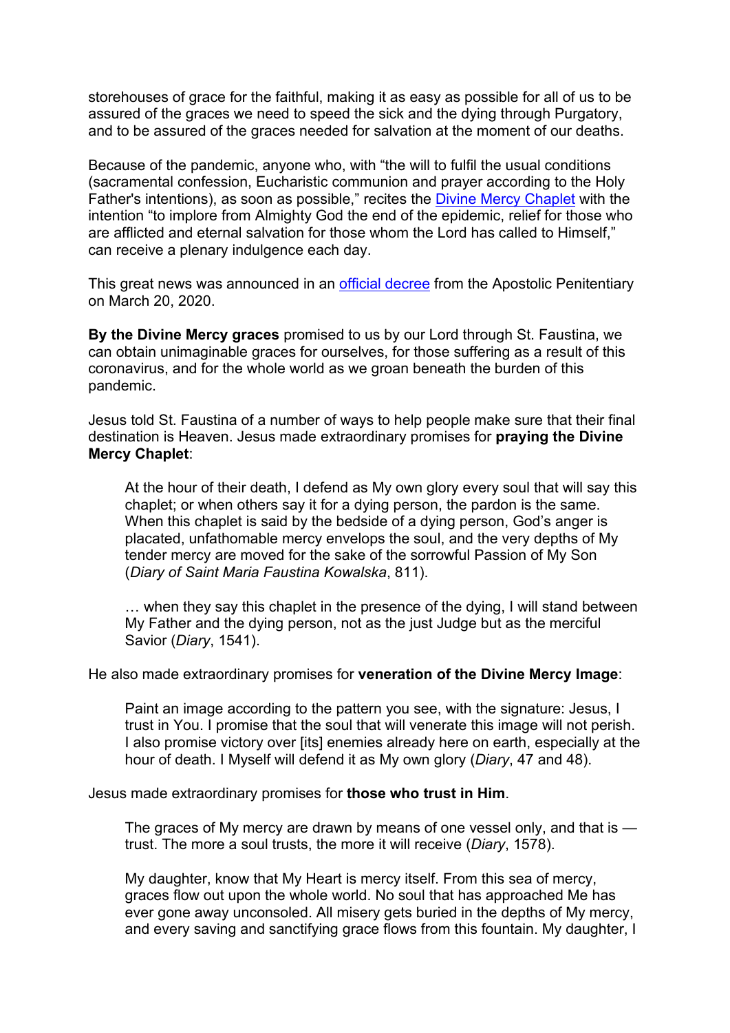storehouses of grace for the faithful, making it as easy as possible for all of us to be assured of the graces we need to speed the sick and the dying through Purgatory, and to be assured of the graces needed for salvation at the moment of our deaths.

Because of the pandemic, anyone who, with "the will to fulfil the usual conditions (sacramental confession, Eucharistic communion and prayer according to the Holy Father's intentions), as soon as possible," recites the Divine Mercy Chaplet with the intention "to implore from Almighty God the end of the epidemic, relief for those who are afflicted and eternal salvation for those whom the Lord has called to Himself," can receive a plenary indulgence each day.

This great news was announced in an official decree from the Apostolic Penitentiary on March 20, 2020.

**By the Divine Mercy graces** promised to us by our Lord through St. Faustina, we can obtain unimaginable graces for ourselves, for those suffering as a result of this coronavirus, and for the whole world as we groan beneath the burden of this pandemic.

Jesus told St. Faustina of a number of ways to help people make sure that their final destination is Heaven. Jesus made extraordinary promises for **praying the Divine Mercy Chaplet**:

> At the hour of their death, I defend as My own glory every soul that will say this chaplet; or when others say it for a dying person, the pardon is the same. When this chaplet is said by the bedside of a dying person, God's anger is placated, unfathomable mercy envelops the soul, and the very depths of My tender mercy are moved for the sake of the sorrowful Passion of My Son (*Diary of Saint Maria Faustina Kowalska*, 811).
>
> … when they say this chaplet in the presence of the dying, I will stand between My Father and the dying person, not as the just Judge but as the merciful Savior (*Diary*, 1541).

He also made extraordinary promises for **veneration of the Divine Mercy Image**:

> Paint an image according to the pattern you see, with the signature: Jesus, I trust in You. I promise that the soul that will venerate this image will not perish. I also promise victory over [its] enemies already here on earth, especially at the hour of death. I Myself will defend it as My own glory (*Diary*, 47 and 48).

Jesus made extraordinary promises for **those who trust in Him**.

> The graces of My mercy are drawn by means of one vessel only, and that is — trust. The more a soul trusts, the more it will receive (*Diary*, 1578).
>
> My daughter, know that My Heart is mercy itself. From this sea of mercy, graces flow out upon the whole world. No soul that has approached Me has ever gone away unconsoled. All misery gets buried in the depths of My mercy, and every saving and sanctifying grace flows from this fountain. My daughter, I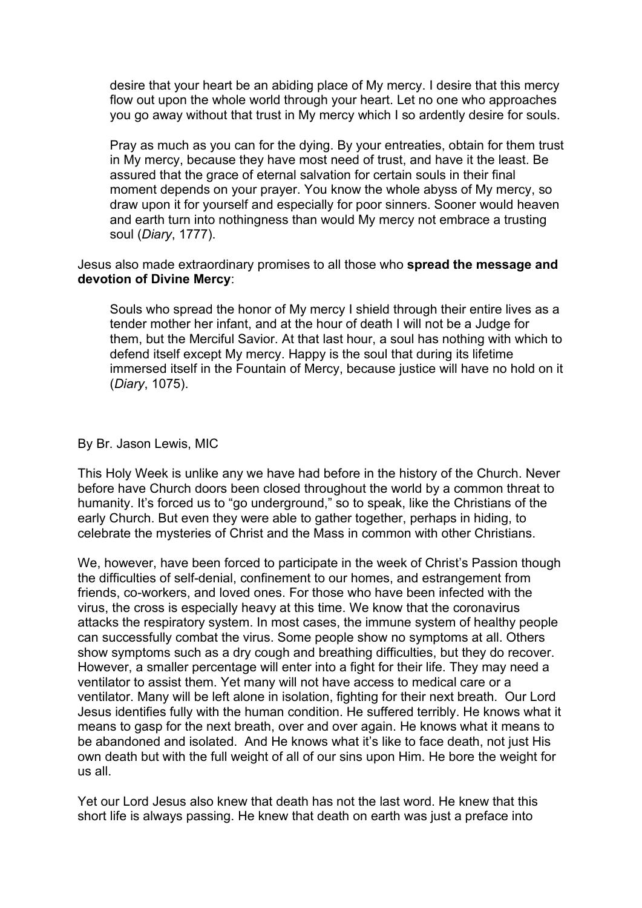> desire that your heart be an abiding place of My mercy. I desire that this mercy flow out upon the whole world through your heart. Let no one who approaches you go away without that trust in My mercy which I so ardently desire for souls.
>
> Pray as much as you can for the dying. By your entreaties, obtain for them trust in My mercy, because they have most need of trust, and have it the least. Be assured that the grace of eternal salvation for certain souls in their final moment depends on your prayer. You know the whole abyss of My mercy, so draw upon it for yourself and especially for poor sinners. Sooner would heaven and earth turn into nothingness than would My mercy not embrace a trusting soul (*Diary*, 1777).

Jesus also made extraordinary promises to all those who **spread the message and devotion of Divine Mercy**:

> Souls who spread the honor of My mercy I shield through their entire lives as a tender mother her infant, and at the hour of death I will not be a Judge for them, but the Merciful Savior. At that last hour, a soul has nothing with which to defend itself except My mercy. Happy is the soul that during its lifetime immersed itself in the Fountain of Mercy, because justice will have no hold on it (*Diary*, 1075).

By Br. Jason Lewis, MIC

This Holy Week is unlike any we have had before in the history of the Church. Never before have Church doors been closed throughout the world by a common threat to humanity. It's forced us to "go underground," so to speak, like the Christians of the early Church. But even they were able to gather together, perhaps in hiding, to celebrate the mysteries of Christ and the Mass in common with other Christians.

We, however, have been forced to participate in the week of Christ's Passion though the difficulties of self-denial, confinement to our homes, and estrangement from friends, co-workers, and loved ones. For those who have been infected with the virus, the cross is especially heavy at this time. We know that the coronavirus attacks the respiratory system. In most cases, the immune system of healthy people can successfully combat the virus. Some people show no symptoms at all. Others show symptoms such as a dry cough and breathing difficulties, but they do recover. However, a smaller percentage will enter into a fight for their life. They may need a ventilator to assist them. Yet many will not have access to medical care or a ventilator. Many will be left alone in isolation, fighting for their next breath. Our Lord Jesus identifies fully with the human condition. He suffered terribly. He knows what it means to gasp for the next breath, over and over again. He knows what it means to be abandoned and isolated. And He knows what it's like to face death, not just His own death but with the full weight of all of our sins upon Him. He bore the weight for us all.

Yet our Lord Jesus also knew that death has not the last word. He knew that this short life is always passing. He knew that death on earth was just a preface into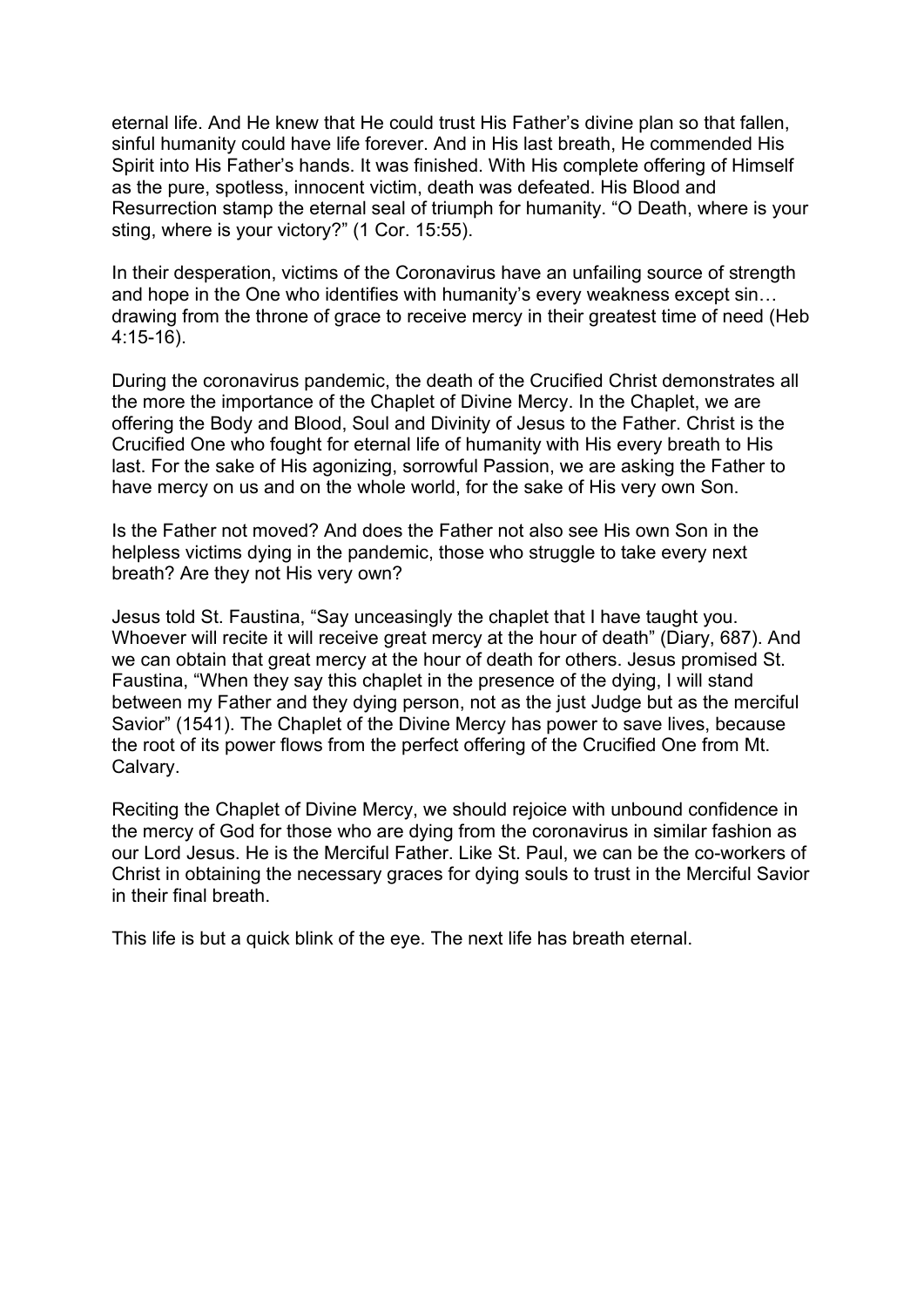eternal life. And He knew that He could trust His Father's divine plan so that fallen, sinful humanity could have life forever. And in His last breath, He commended His Spirit into His Father's hands. It was finished. With His complete offering of Himself as the pure, spotless, innocent victim, death was defeated. His Blood and Resurrection stamp the eternal seal of triumph for humanity. "O Death, where is your sting, where is your victory?" (1 Cor. 15:55).

In their desperation, victims of the Coronavirus have an unfailing source of strength and hope in the One who identifies with humanity's every weakness except sin… drawing from the throne of grace to receive mercy in their greatest time of need (Heb 4:15-16).

During the coronavirus pandemic, the death of the Crucified Christ demonstrates all the more the importance of the Chaplet of Divine Mercy. In the Chaplet, we are offering the Body and Blood, Soul and Divinity of Jesus to the Father. Christ is the Crucified One who fought for eternal life of humanity with His every breath to His last. For the sake of His agonizing, sorrowful Passion, we are asking the Father to have mercy on us and on the whole world, for the sake of His very own Son.

Is the Father not moved? And does the Father not also see His own Son in the helpless victims dying in the pandemic, those who struggle to take every next breath? Are they not His very own?

Jesus told St. Faustina, "Say unceasingly the chaplet that I have taught you. Whoever will recite it will receive great mercy at the hour of death" (Diary, 687). And we can obtain that great mercy at the hour of death for others. Jesus promised St. Faustina, "When they say this chaplet in the presence of the dying, I will stand between my Father and they dying person, not as the just Judge but as the merciful Savior" (1541). The Chaplet of the Divine Mercy has power to save lives, because the root of its power flows from the perfect offering of the Crucified One from Mt. Calvary.

Reciting the Chaplet of Divine Mercy, we should rejoice with unbound confidence in the mercy of God for those who are dying from the coronavirus in similar fashion as our Lord Jesus. He is the Merciful Father. Like St. Paul, we can be the co-workers of Christ in obtaining the necessary graces for dying souls to trust in the Merciful Savior in their final breath.

This life is but a quick blink of the eye. The next life has breath eternal.